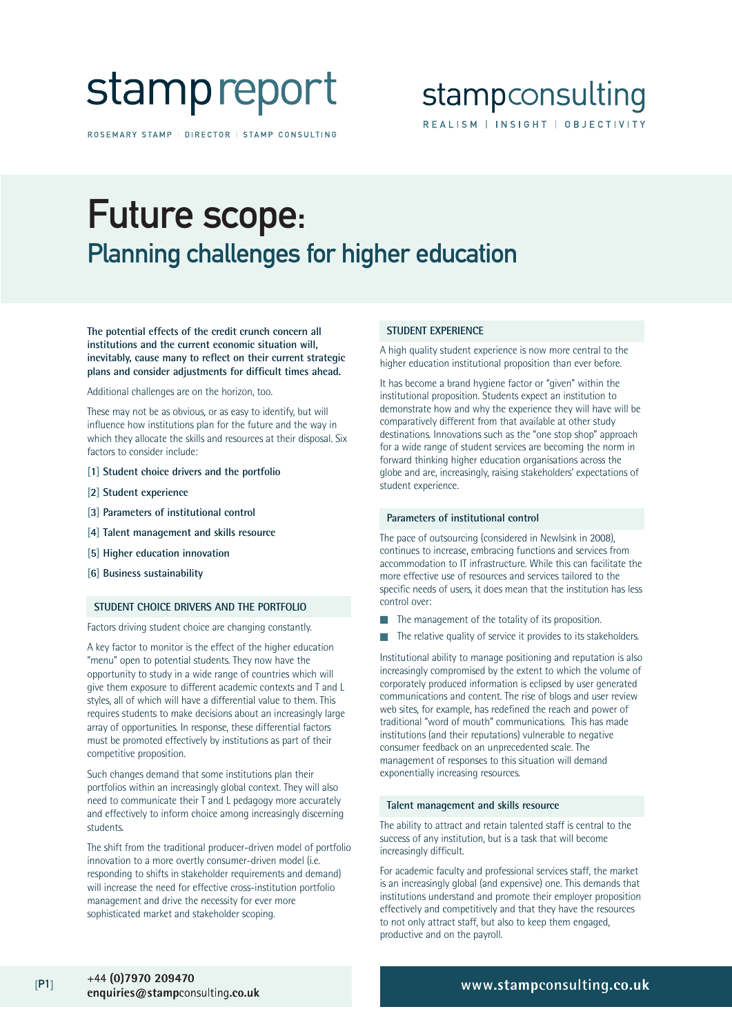# stamp report

ROSEMARY STAMP | DIRECTOR | STAMP CONSULTING

stampconsulting

REALISM | INSIGHT | OBJECTIVITY

# Future scope:

## Planning challenges for higher education

**The potential effects of the credit crunch concern all institutions and the current economic situation will, inevitably, cause many to reflect on their current strategic plans and consider adjustments for difficult times ahead.**

Additional challenges are on the horizon, too.

These may not be as obvious, or as easy to identify, but will influence how institutions plan for the future and the way in which they allocate the skills and resources at their disposal. Six factors to consider include:

- [1] **Student choice drivers and the portfolio**
- [2] **Student experience**
- [3] **Parameters of institutional control**
- [4] **Talent management and skills resource**
- [5] **Higher education innovation**
- [6] **Business sustainability**

### STUDENT CHOICE DRIVERS AND THE PORTFOLIO

Factors driving student choice are changing constantly.

A key factor to monitor is the effect of the higher education "menu" open to potential students. They now have the opportunity to study in a wide range of countries which will give them exposure to different academic contexts and T and L styles, all of which will have a differential value to them. This requires students to make decisions about an increasingly large array of opportunities. In response, these differential factors must be promoted effectively by institutions as part of their competitive proposition.

Such changes demand that some institutions plan their portfolios within an increasingly global context. They will also need to communicate their T and L pedagogy more accurately and effectively to inform choice among increasingly discerning students.

The shift from the traditional producer-driven model of portfolio innovation to a more overtly consumer-driven model (i.e. responding to shifts in stakeholder requirements and demand) will increase the need for effective cross-institution portfolio management and drive the necessity for ever more sophisticated market and stakeholder scoping.

### STUDENT EXPERIENCE

A high quality student experience is now more central to the higher education institutional proposition than ever before.

It has become a brand hygiene factor or "given" within the institutional proposition. Students expect an institution to demonstrate how and why the experience they will have will be comparatively different from that available at other study destinations. Innovations such as the "one stop shop" approach for a wide range of student services are becoming the norm in forward thinking higher education organisations across the globe and are, increasingly, raising stakeholders' expectations of student experience.

### Parameters of institutional control

The pace of outsourcing (considered in Newlsink in 2008), continues to increase, embracing functions and services from accommodation to IT infrastructure. While this can facilitate the more effective use of resources and services tailored to the specific needs of users, it does mean that the institution has less control over:

- The management of the totality of its proposition.
- The relative quality of service it provides to its stakeholders.

Institutional ability to manage positioning and reputation is also increasingly compromised by the extent to which the volume of corporately produced information is eclipsed by user generated communications and content. The rise of blogs and user review web sites, for example, has redefined the reach and power of traditional "word of mouth" communications. This has made institutions (and their reputations) vulnerable to negative consumer feedback on an unprecedented scale. The management of responses to this situation will demand exponentially increasing resources.

### Talent management and skills resource

The ability to attract and retain talented staff is central to the success of any institution, but is a task that will become increasingly difficult.

For academic faculty and professional services staff, the market is an increasingly global (and expensive) one. This demands that institutions understand and promote their employer proposition effectively and competitively and that they have the resources to not only attract staff, but also to keep them engaged, productive and on the payroll.

+44 (0)7970 209470
enquiries@stampconsulting.co.uk

www.stampconsulting.co.uk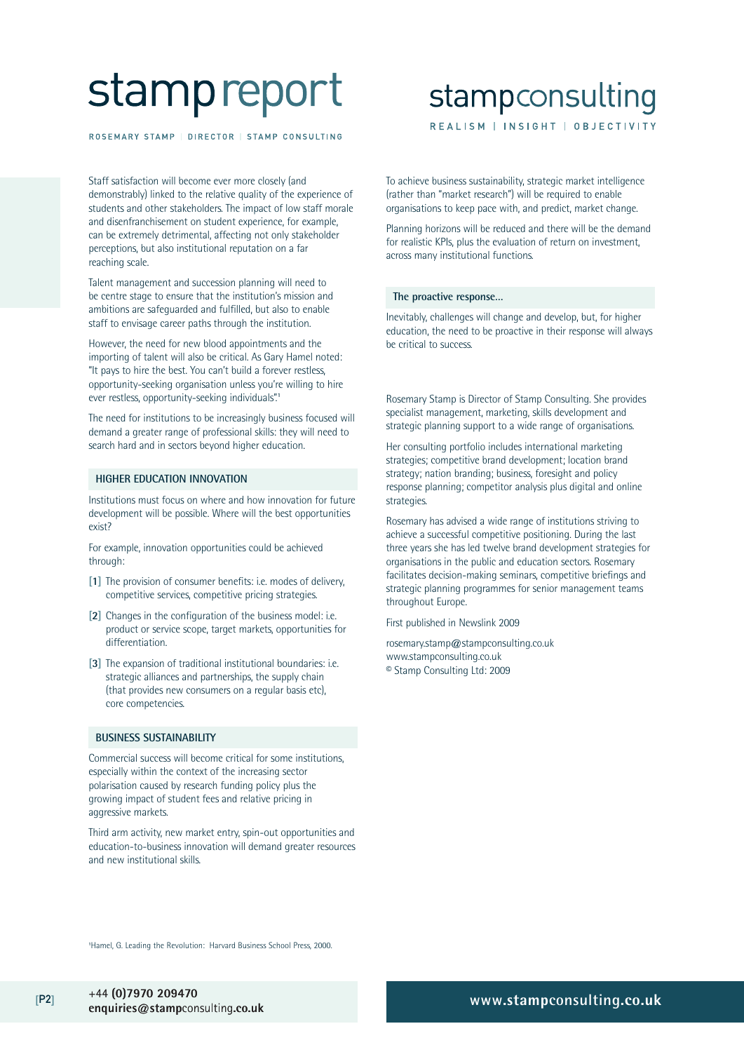Staff satisfaction will become ever more closely (and demonstrably) linked to the relative quality of the experience of students and other stakeholders. The impact of low staff morale and disenfranchisement on student experience, for example, can be extremely detrimental, affecting not only stakeholder perceptions, but also institutional reputation on a far reaching scale.

Talent management and succession planning will need to be centre stage to ensure that the institution's mission and ambitions are safeguarded and fulfilled, but also to enable staff to envisage career paths through the institution.

However, the need for new blood appointments and the importing of talent will also be critical. As Gary Hamel noted: "It pays to hire the best. You can't build a forever restless, opportunity-seeking organisation unless you're willing to hire ever restless, opportunity-seeking individuals".[1]

The need for institutions to be increasingly business focused will demand a greater range of professional skills: they will need to search hard and in sectors beyond higher education.

## HIGHER EDUCATION INNOVATION

Institutions must focus on where and how innovation for future development will be possible. Where will the best opportunities exist?

For example, innovation opportunities could be achieved through:

[1] The provision of consumer benefits: i.e. modes of delivery, competitive services, competitive pricing strategies.

[2] Changes in the configuration of the business model: i.e. product or service scope, target markets, opportunities for differentiation.

[3] The expansion of traditional institutional boundaries: i.e. strategic alliances and partnerships, the supply chain (that provides new consumers on a regular basis etc), core competencies.

## BUSINESS SUSTAINABILITY

Commercial success will become critical for some institutions, especially within the context of the increasing sector polarisation caused by research funding policy plus the growing impact of student fees and relative pricing in aggressive markets.

Third arm activity, new market entry, spin-out opportunities and education-to-business innovation will demand greater resources and new institutional skills.

To achieve business sustainability, strategic market intelligence (rather than "market research") will be required to enable organisations to keep pace with, and predict, market change.

Planning horizons will be reduced and there will be the demand for realistic KPIs, plus the evaluation of return on investment, across many institutional functions.

## The proactive response…

Inevitably, challenges will change and develop, but, for higher education, the need to be proactive in their response will always be critical to success.

Rosemary Stamp is Director of Stamp Consulting. She provides specialist management, marketing, skills development and strategic planning support to a wide range of organisations.

Her consulting portfolio includes international marketing strategies; competitive brand development; location brand strategy; nation branding; business, foresight and policy response planning; competitor analysis plus digital and online strategies.

Rosemary has advised a wide range of institutions striving to achieve a successful competitive positioning. During the last three years she has led twelve brand development strategies for organisations in the public and education sectors. Rosemary facilitates decision-making seminars, competitive briefings and strategic planning programmes for senior management teams throughout Europe.

First published in Newslink 2009

rosemary.stamp@stampconsulting.co.uk
www.stampconsulting.co.uk
© Stamp Consulting Ltd: 2009

[1]Hamel, G. Leading the Revolution: Harvard Business School Press, 2000.